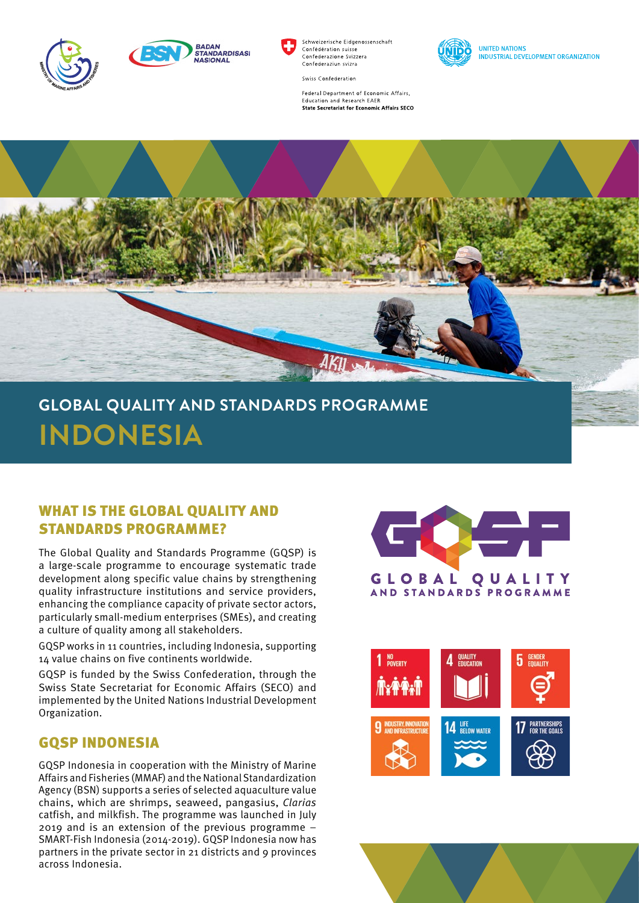Schweizerische Eidgenossenschaft
Confédération suisse
Confederazione Svizzera
Confederaziun svizra

Swiss Confederation

Federal Department of Economic Affairs, Education and Research EAER
**State Secretariat for Economic Affairs SECO**

UNITED NATIONS
INDUSTRIAL DEVELOPMENT ORGANIZATION

## GLOBAL QUALITY AND STANDARDS PROGRAMME

# INDONESIA

## WHAT IS THE GLOBAL QUALITY AND STANDARDS PROGRAMME?

The Global Quality and Standards Programme (GQSP) is a large-scale programme to encourage systematic trade development along specific value chains by strengthening quality infrastructure institutions and service providers, enhancing the compliance capacity of private sector actors, particularly small-medium enterprises (SMEs), and creating a culture of quality among all stakeholders.

GQSP works in 11 countries, including Indonesia, supporting 14 value chains on five continents worldwide.

GQSP is funded by the Swiss Confederation, through the Swiss State Secretariat for Economic Affairs (SECO) and implemented by the United Nations Industrial Development Organization.

## GQSP INDONESIA

GQSP Indonesia in cooperation with the Ministry of Marine Affairs and Fisheries (MMAF) and the National Standardization Agency (BSN) supports a series of selected aquaculture value chains, which are shrimps, seaweed, pangasius, *Clarias* catfish, and milkfish. The programme was launched in July 2019 and is an extension of the previous programme – SMART-Fish Indonesia (2014-2019). GQSP Indonesia now has partners in the private sector in 21 districts and 9 provinces across Indonesia.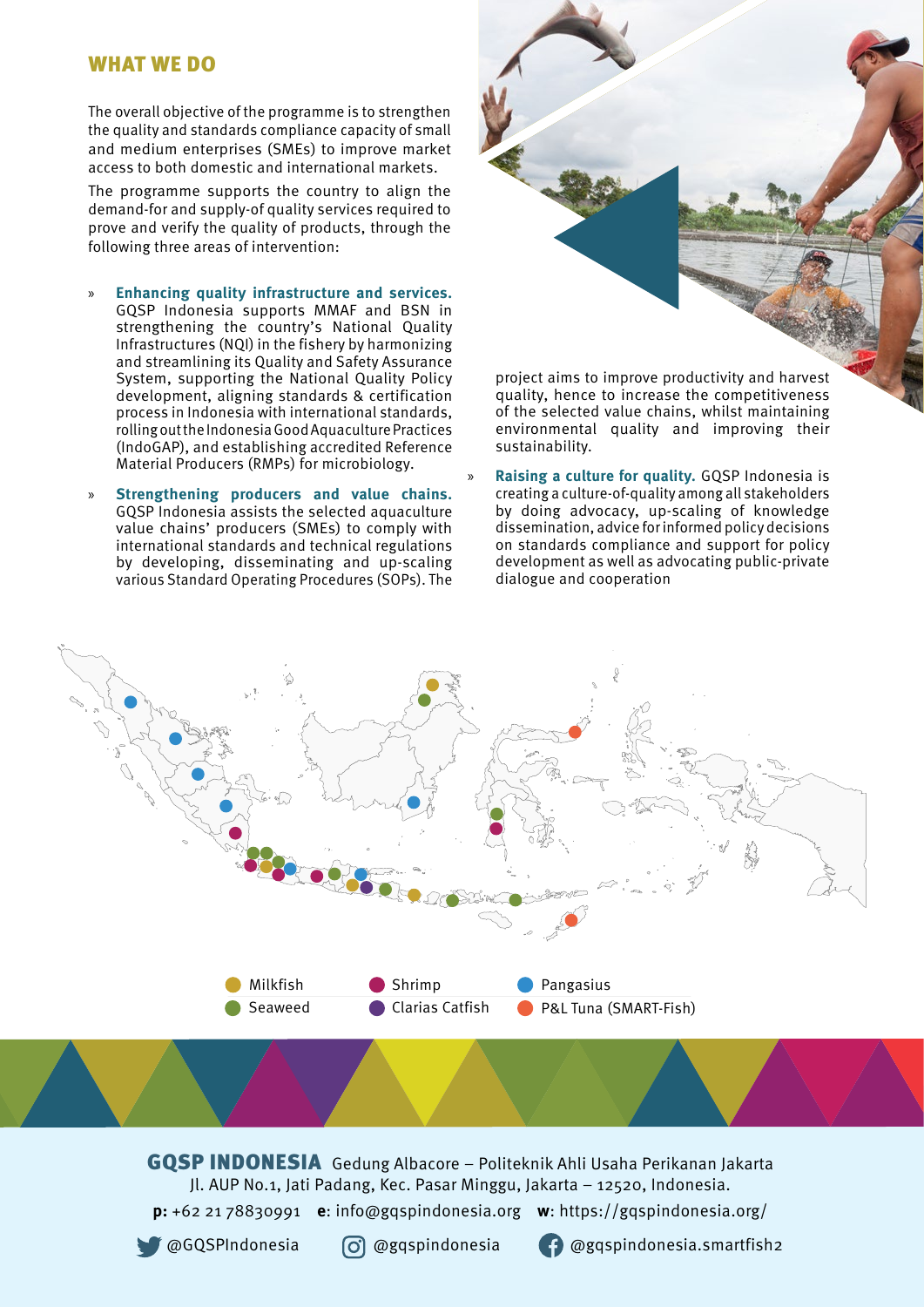## WHAT WE DO

The overall objective of the programme is to strengthen the quality and standards compliance capacity of small and medium enterprises (SMEs) to improve market access to both domestic and international markets.

The programme supports the country to align the demand-for and supply-of quality services required to prove and verify the quality of products, through the following areas of intervention:

» **Enhancing quality infrastructure and services.** GQSP Indonesia supports MMAF and BSN in strengthening the country's National Quality Infrastructures (NQI) in the fishery by harmonizing and streamlining its Quality and Safety Assurance System, supporting the National Quality Policy development, aligning standards & certification process in Indonesia with international standards, rolling out the Indonesia Good Aquaculture Practices (IndoGAP), and establishing accredited Reference Material Producers (RMPs) for microbiology.

» **Strengthening producers and value chains.** GQSP Indonesia assists the selected aquaculture value chains' producers (SMEs) to comply with international standards and technical regulations by developing, disseminating and up-scaling various Standard Operating Procedures (SOPs). The project aims to improve productivity and harvest quality, hence to increase the competitiveness of the selected value chains, whilst maintaining environmental quality and improving their sustainability.

» **Raising a culture for quality.** GQSP Indonesia is creating a culture-of-quality among all stakeholders by doing advocacy, up-scaling of knowledge dissemination, advice for informed policy decisions on standards compliance and support for policy development as well as advocating public-private dialogue and cooperation

Milkfish
Shrimp
Pangasius
Seaweed
Clarias Catfish
P&L Tuna (SMART-Fish)

**GQSP INDONESIA** Gedung Albacore – Politeknik Ahli Usaha Perikanan Jakarta
Jl. AUP No.1, Jati Padang, Kec. Pasar Minggu, Jakarta – 12520, Indonesia.

**p:** +62 21 78830991 **e**: info@gqspindonesia.org **w**: https://gqspindonesia.org/

@GQSPIndonesia @gqspindonesia @gqspindonesia.smartfish2